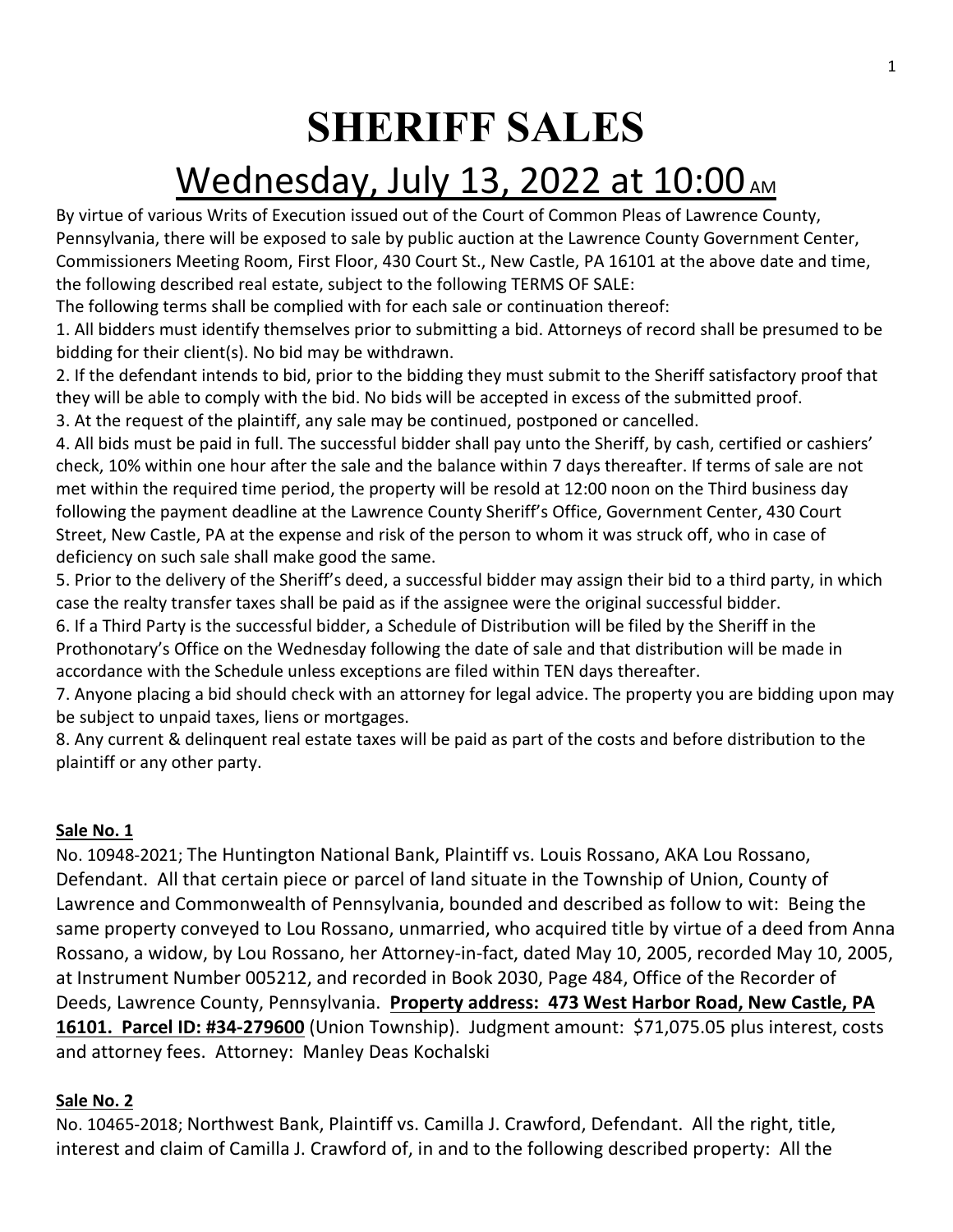# SHERIFF SALES

## Wednesday, July 13, 2022 at 10:00 AM

By virtue of various Writs of Execution issued out of the Court of Common Pleas of Lawrence County, Pennsylvania, there will be exposed to sale by public auction at the Lawrence County Government Center, Commissioners Meeting Room, First Floor, 430 Court St., New Castle, PA 16101 at the above date and time, the following described real estate, subject to the following TERMS OF SALE:

The following terms shall be complied with for each sale or continuation thereof:

1. All bidders must identify themselves prior to submitting a bid. Attorneys of record shall be presumed to be bidding for their client(s). No bid may be withdrawn.
2. If the defendant intends to bid, prior to the bidding they must submit to the Sheriff satisfactory proof that they will be able to comply with the bid. No bids will be accepted in excess of the submitted proof.
3. At the request of the plaintiff, any sale may be continued, postponed or cancelled.
4. All bids must be paid in full. The successful bidder shall pay unto the Sheriff, by cash, certified or cashiers' check, 10% within one hour after the sale and the balance within 7 days thereafter. If terms of sale are not met within the required time period, the property will be resold at 12:00 noon on the Third business day following the payment deadline at the Lawrence County Sheriff's Office, Government Center, 430 Court Street, New Castle, PA at the expense and risk of the person to whom it was struck off, who in case of deficiency on such sale shall make good the same.
5. Prior to the delivery of the Sheriff's deed, a successful bidder may assign their bid to a third party, in which case the realty transfer taxes shall be paid as if the assignee were the original successful bidder.
6. If a Third Party is the successful bidder, a Schedule of Distribution will be filed by the Sheriff in the Prothonotary's Office on the Wednesday following the date of sale and that distribution will be made in accordance with the Schedule unless exceptions are filed within TEN days thereafter.
7. Anyone placing a bid should check with an attorney for legal advice. The property you are bidding upon may be subject to unpaid taxes, liens or mortgages.
8. Any current & delinquent real estate taxes will be paid as part of the costs and before distribution to the plaintiff or any other party.

**Sale No. 1**

No. 10948-2021; The Huntington National Bank, Plaintiff vs. Louis Rossano, AKA Lou Rossano, Defendant. All that certain piece or parcel of land situate in the Township of Union, County of Lawrence and Commonwealth of Pennsylvania, bounded and described as follow to wit: Being the same property conveyed to Lou Rossano, unmarried, who acquired title by virtue of a deed from Anna Rossano, a widow, by Lou Rossano, her Attorney-in-fact, dated May 10, 2005, recorded May 10, 2005, at Instrument Number 005212, and recorded in Book 2030, Page 484, Office of the Recorder of Deeds, Lawrence County, Pennsylvania. **Property address: 473 West Harbor Road, New Castle, PA 16101. Parcel ID: #34-279600** (Union Township). Judgment amount: $71,075.05 plus interest, costs and attorney fees. Attorney: Manley Deas Kochalski

**Sale No. 2**

No. 10465-2018; Northwest Bank, Plaintiff vs. Camilla J. Crawford, Defendant. All the right, title, interest and claim of Camilla J. Crawford of, in and to the following described property: All the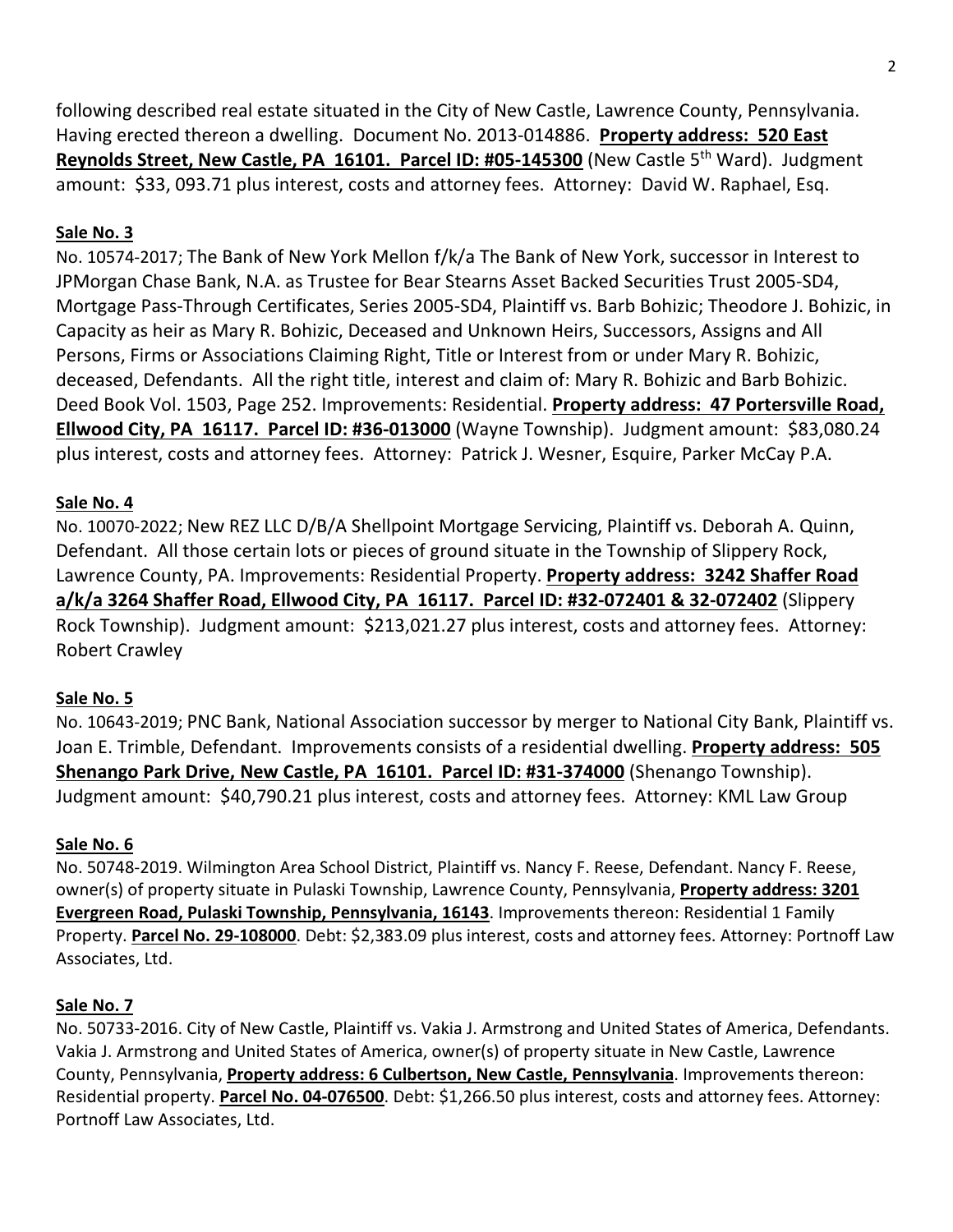following described real estate situated in the City of New Castle, Lawrence County, Pennsylvania. Having erected thereon a dwelling. Document No. 2013-014886. **Property address: 520 East Reynolds Street, New Castle, PA 16101. Parcel ID: #05-145300** (New Castle 5th Ward). Judgment amount: $33, 093.71 plus interest, costs and attorney fees. Attorney: David W. Raphael, Esq.

**Sale No. 3**

No. 10574-2017; The Bank of New York Mellon f/k/a The Bank of New York, successor in Interest to JPMorgan Chase Bank, N.A. as Trustee for Bear Stearns Asset Backed Securities Trust 2005-SD4, Mortgage Pass-Through Certificates, Series 2005-SD4, Plaintiff vs. Barb Bohizic; Theodore J. Bohizic, in Capacity as heir as Mary R. Bohizic, Deceased and Unknown Heirs, Successors, Assigns and All Persons, Firms or Associations Claiming Right, Title or Interest from or under Mary R. Bohizic, deceased, Defendants. All the right title, interest and claim of: Mary R. Bohizic and Barb Bohizic. Deed Book Vol. 1503, Page 252. Improvements: Residential. **Property address: 47 Portersville Road, Ellwood City, PA 16117. Parcel ID: #36-013000** (Wayne Township). Judgment amount: $83,080.24 plus interest, costs and attorney fees. Attorney: Patrick J. Wesner, Esquire, Parker McCay P.A.

**Sale No. 4**

No. 10070-2022; New REZ LLC D/B/A Shellpoint Mortgage Servicing, Plaintiff vs. Deborah A. Quinn, Defendant. All those certain lots or pieces of ground situate in the Township of Slippery Rock, Lawrence County, PA. Improvements: Residential Property. **Property address: 3242 Shaffer Road a/k/a 3264 Shaffer Road, Ellwood City, PA 16117. Parcel ID: #32-072401 & 32-072402** (Slippery Rock Township). Judgment amount: $213,021.27 plus interest, costs and attorney fees. Attorney: Robert Crawley

**Sale No. 5**

No. 10643-2019; PNC Bank, National Association successor by merger to National City Bank, Plaintiff vs. Joan E. Trimble, Defendant. Improvements consists of a residential dwelling. **Property address: 505 Shenango Park Drive, New Castle, PA 16101. Parcel ID: #31-374000** (Shenango Township). Judgment amount: $40,790.21 plus interest, costs and attorney fees. Attorney: KML Law Group

**Sale No. 6**

No. 50748-2019. Wilmington Area School District, Plaintiff vs. Nancy F. Reese, Defendant. Nancy F. Reese, owner(s) of property situate in Pulaski Township, Lawrence County, Pennsylvania, **Property address: 3201 Evergreen Road, Pulaski Township, Pennsylvania, 16143**. Improvements thereon: Residential 1 Family Property. **Parcel No. 29-108000**. Debt: $2,383.09 plus interest, costs and attorney fees. Attorney: Portnoff Law Associates, Ltd.

**Sale No. 7**

No. 50733-2016. City of New Castle, Plaintiff vs. Vakia J. Armstrong and United States of America, Defendants. Vakia J. Armstrong and United States of America, owner(s) of property situate in New Castle, Lawrence County, Pennsylvania, **Property address: 6 Culbertson, New Castle, Pennsylvania**. Improvements thereon: Residential property. **Parcel No. 04-076500**. Debt: $1,266.50 plus interest, costs and attorney fees. Attorney: Portnoff Law Associates, Ltd.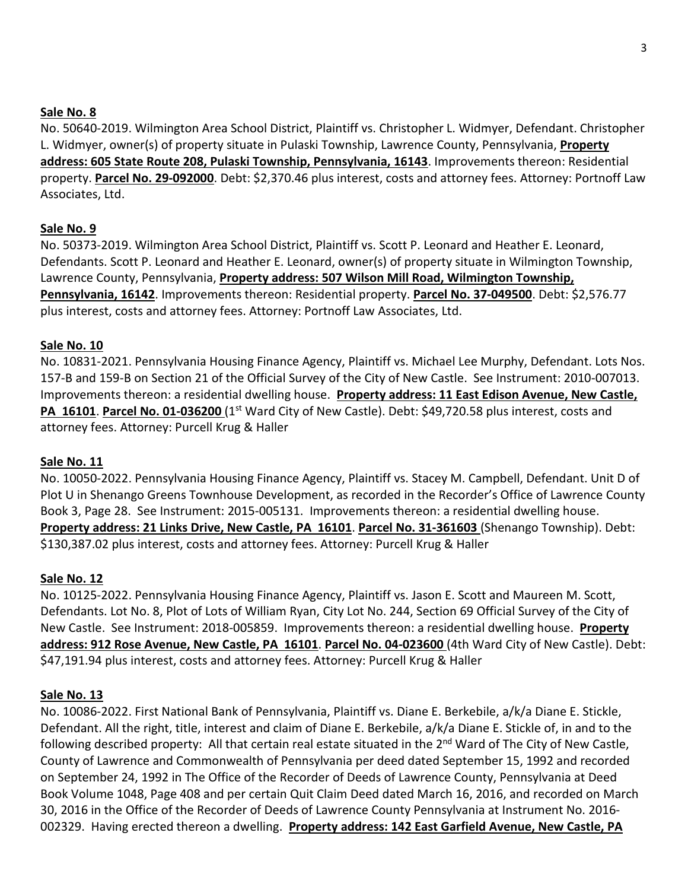**Sale No. 8**

No. 50640-2019. Wilmington Area School District, Plaintiff vs. Christopher L. Widmyer, Defendant. Christopher L. Widmyer, owner(s) of property situate in Pulaski Township, Lawrence County, Pennsylvania, **Property address: 605 State Route 208, Pulaski Township, Pennsylvania, 16143**. Improvements thereon: Residential property. **Parcel No. 29-092000**. Debt: $2,370.46 plus interest, costs and attorney fees. Attorney: Portnoff Law Associates, Ltd.

**Sale No. 9**

No. 50373-2019. Wilmington Area School District, Plaintiff vs. Scott P. Leonard and Heather E. Leonard, Defendants. Scott P. Leonard and Heather E. Leonard, owner(s) of property situate in Wilmington Township, Lawrence County, Pennsylvania, **Property address: 507 Wilson Mill Road, Wilmington Township, Pennsylvania, 16142**. Improvements thereon: Residential property. **Parcel No. 37-049500**. Debt: $2,576.77 plus interest, costs and attorney fees. Attorney: Portnoff Law Associates, Ltd.

**Sale No. 10**

No. 10831-2021. Pennsylvania Housing Finance Agency, Plaintiff vs. Michael Lee Murphy, Defendant. Lots Nos. 157-B and 159-B on Section 21 of the Official Survey of the City of New Castle. See Instrument: 2010-007013. Improvements thereon: a residential dwelling house. **Property address: 11 East Edison Avenue, New Castle, PA 16101**. **Parcel No. 01-036200** (1st Ward City of New Castle). Debt: $49,720.58 plus interest, costs and attorney fees. Attorney: Purcell Krug & Haller

**Sale No. 11**

No. 10050-2022. Pennsylvania Housing Finance Agency, Plaintiff vs. Stacey M. Campbell, Defendant. Unit D of Plot U in Shenango Greens Townhouse Development, as recorded in the Recorder's Office of Lawrence County Book 3, Page 28. See Instrument: 2015-005131. Improvements thereon: a residential dwelling house. **Property address: 21 Links Drive, New Castle, PA 16101**. **Parcel No. 31-361603** (Shenango Township). Debt: $130,387.02 plus interest, costs and attorney fees. Attorney: Purcell Krug & Haller

**Sale No. 12**

No. 10125-2022. Pennsylvania Housing Finance Agency, Plaintiff vs. Jason E. Scott and Maureen M. Scott, Defendants. Lot No. 8, Plot of Lots of William Ryan, City Lot No. 244, Section 69 Official Survey of the City of New Castle. See Instrument: 2018-005859. Improvements thereon: a residential dwelling house. **Property address: 912 Rose Avenue, New Castle, PA 16101**. **Parcel No. 04-023600** (4th Ward City of New Castle). Debt: $47,191.94 plus interest, costs and attorney fees. Attorney: Purcell Krug & Haller

**Sale No. 13**

No. 10086-2022. First National Bank of Pennsylvania, Plaintiff vs. Diane E. Berkebile, a/k/a Diane E. Stickle, Defendant. All the right, title, interest and claim of Diane E. Berkebile, a/k/a Diane E. Stickle of, in and to the following described property: All that certain real estate situated in the 2nd Ward of The City of New Castle, County of Lawrence and Commonwealth of Pennsylvania per deed dated September 15, 1992 and recorded on September 24, 1992 in The Office of the Recorder of Deeds of Lawrence County, Pennsylvania at Deed Book Volume 1048, Page 408 and per certain Quit Claim Deed dated March 16, 2016, and recorded on March 30, 2016 in the Office of the Recorder of Deeds of Lawrence County Pennsylvania at Instrument No. 2016-002329. Having erected thereon a dwelling. **Property address: 142 East Garfield Avenue, New Castle, PA**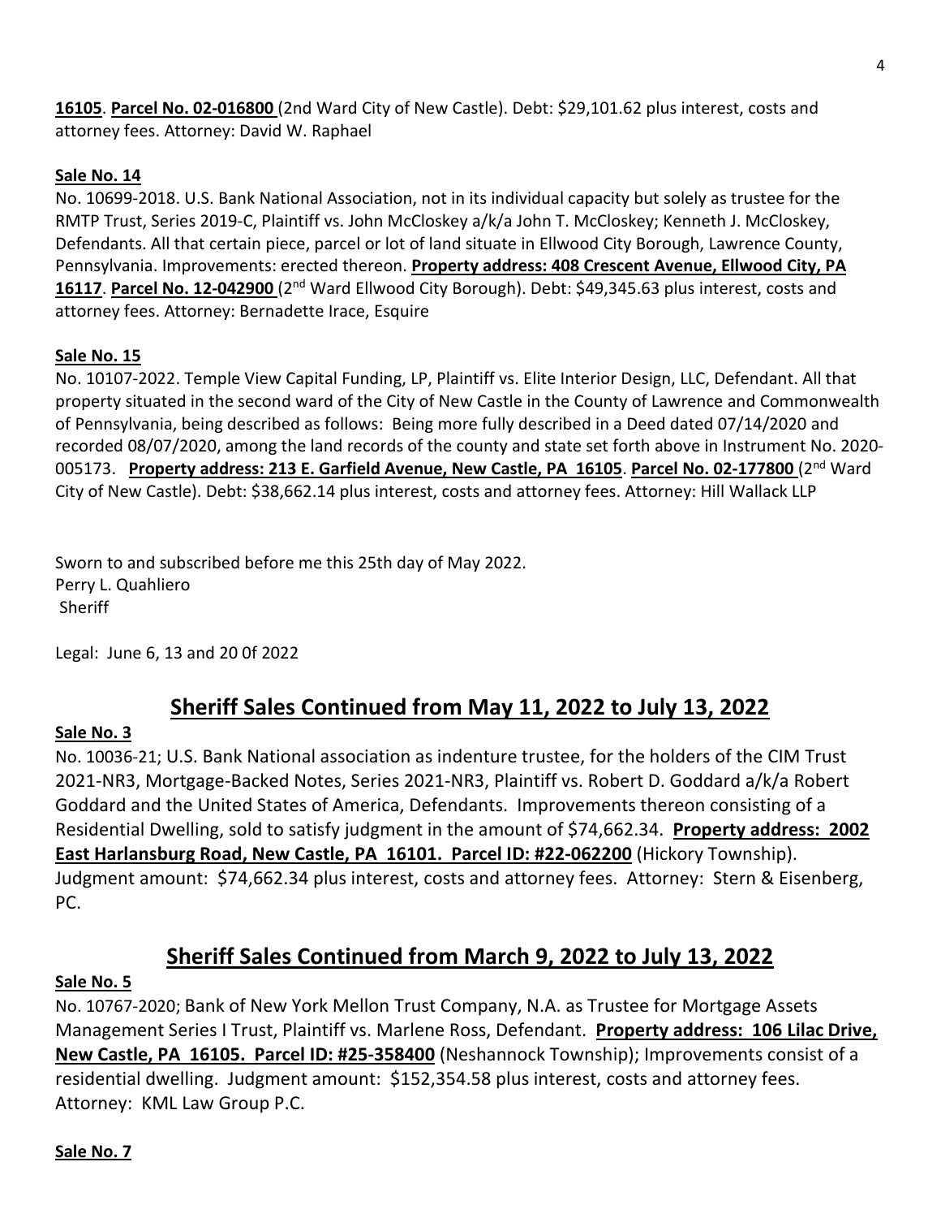**16105**. **Parcel No. 02-016800** (2nd Ward City of New Castle). Debt: $29,101.62 plus interest, costs and attorney fees. Attorney: David W. Raphael

**Sale No. 14**

No. 10699-2018. U.S. Bank National Association, not in its individual capacity but solely as trustee for the RMTP Trust, Series 2019-C, Plaintiff vs. John McCloskey a/k/a John T. McCloskey; Kenneth J. McCloskey, Defendants. All that certain piece, parcel or lot of land situate in Ellwood City Borough, Lawrence County, Pennsylvania. Improvements: erected thereon. **Property address: 408 Crescent Avenue, Ellwood City, PA 16117**. **Parcel No. 12-042900** (2nd Ward Ellwood City Borough). Debt: $49,345.63 plus interest, costs and attorney fees. Attorney: Bernadette Irace, Esquire

**Sale No. 15**

No. 10107-2022. Temple View Capital Funding, LP, Plaintiff vs. Elite Interior Design, LLC, Defendant. All that property situated in the second ward of the City of New Castle in the County of Lawrence and Commonwealth of Pennsylvania, being described as follows: Being more fully described in a Deed dated 07/14/2020 and recorded 08/07/2020, among the land records of the county and state set forth above in Instrument No. 2020-005173. **Property address: 213 E. Garfield Avenue, New Castle, PA 16105**. **Parcel No. 02-177800** (2nd Ward City of New Castle). Debt: $38,662.14 plus interest, costs and attorney fees. Attorney: Hill Wallack LLP

Sworn to and subscribed before me this 25th day of May 2022.
Perry L. Quahliero
Sheriff

Legal: June 6, 13 and 20 0f 2022

## Sheriff Sales Continued from May 11, 2022 to July 13, 2022

**Sale No. 3**

No. 10036-21; U.S. Bank National association as indenture trustee, for the holders of the CIM Trust 2021-NR3, Mortgage-Backed Notes, Series 2021-NR3, Plaintiff vs. Robert D. Goddard a/k/a Robert Goddard and the United States of America, Defendants. Improvements thereon consisting of a Residential Dwelling, sold to satisfy judgment in the amount of $74,662.34. **Property address: 2002 East Harlansburg Road, New Castle, PA 16101. Parcel ID: #22-062200** (Hickory Township). Judgment amount: $74,662.34 plus interest, costs and attorney fees. Attorney: Stern & Eisenberg, PC.

## Sheriff Sales Continued from March 9, 2022 to July 13, 2022

**Sale No. 5**

No. 10767-2020; Bank of New York Mellon Trust Company, N.A. as Trustee for Mortgage Assets Management Series I Trust, Plaintiff vs. Marlene Ross, Defendant. **Property address: 106 Lilac Drive, New Castle, PA 16105. Parcel ID: #25-358400** (Neshannock Township); Improvements consist of a residential dwelling. Judgment amount: $152,354.58 plus interest, costs and attorney fees. Attorney: KML Law Group P.C.

**Sale No. 7**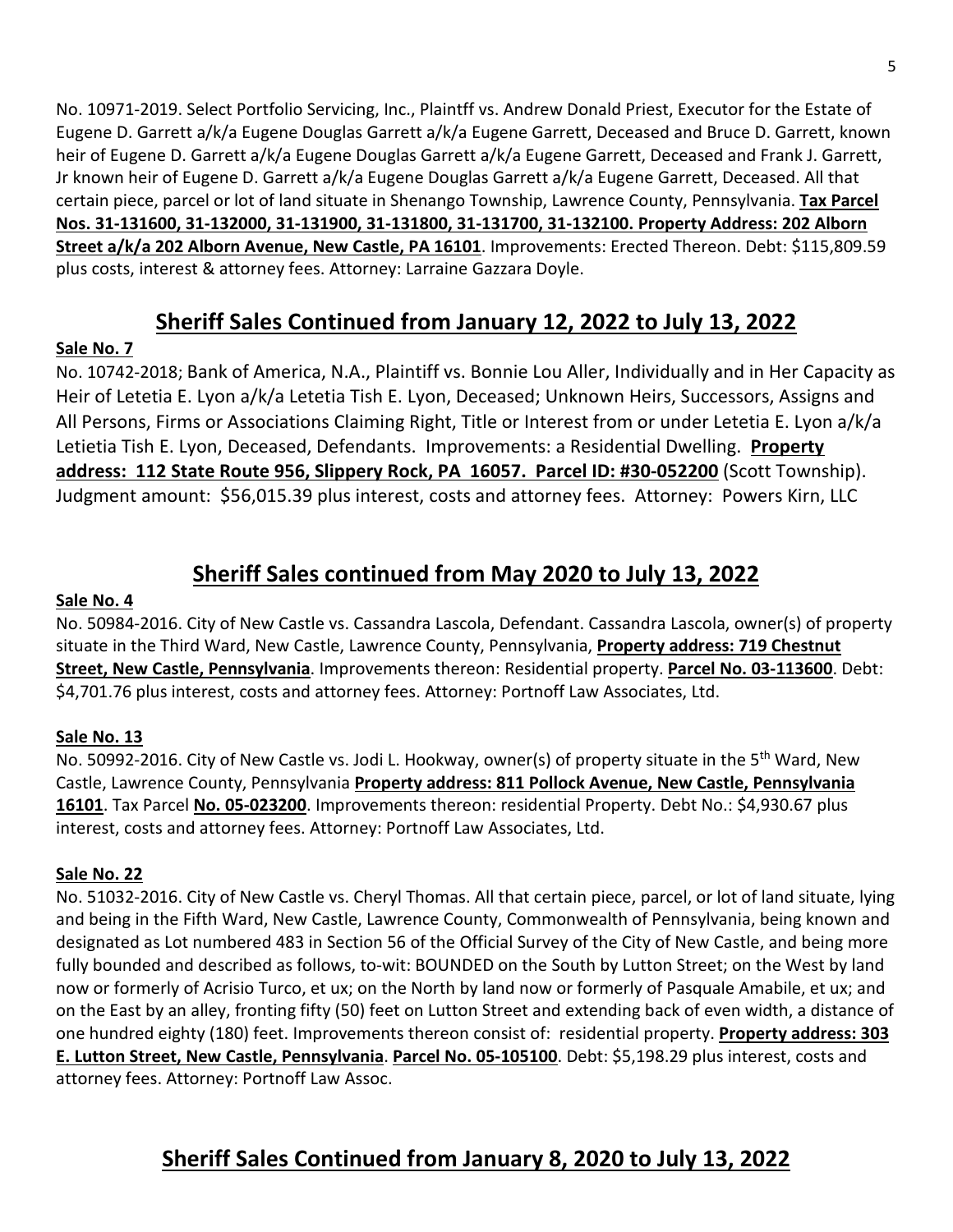No. 10971-2019. Select Portfolio Servicing, Inc., Plaintff vs. Andrew Donald Priest, Executor for the Estate of Eugene D. Garrett a/k/a Eugene Douglas Garrett a/k/a Eugene Garrett, Deceased and Bruce D. Garrett, known heir of Eugene D. Garrett a/k/a Eugene Douglas Garrett a/k/a Eugene Garrett, Deceased and Frank J. Garrett, Jr known heir of Eugene D. Garrett a/k/a Eugene Douglas Garrett a/k/a Eugene Garrett, Deceased. All that certain piece, parcel or lot of land situate in Shenango Township, Lawrence County, Pennsylvania. **Tax Parcel Nos. 31-131600, 31-132000, 31-131900, 31-131800, 31-131700, 31-132100. Property Address: 202 Alborn Street a/k/a 202 Alborn Avenue, New Castle, PA 16101**. Improvements: Erected Thereon. Debt: $115,809.59 plus costs, interest & attorney fees. Attorney: Larraine Gazzara Doyle.

## Sheriff Sales Continued from January 12, 2022 to July 13, 2022

**Sale No. 7**

No. 10742-2018; Bank of America, N.A., Plaintiff vs. Bonnie Lou Aller, Individually and in Her Capacity as Heir of Letetia E. Lyon a/k/a Letetia Tish E. Lyon, Deceased; Unknown Heirs, Successors, Assigns and All Persons, Firms or Associations Claiming Right, Title or Interest from or under Letetia E. Lyon a/k/a Letietia Tish E. Lyon, Deceased, Defendants. Improvements: a Residential Dwelling. **Property address: 112 State Route 956, Slippery Rock, PA 16057. Parcel ID: #30-052200** (Scott Township). Judgment amount: $56,015.39 plus interest, costs and attorney fees. Attorney: Powers Kirn, LLC

## Sheriff Sales continued from May 2020 to July 13, 2022

**Sale No. 4**

No. 50984-2016. City of New Castle vs. Cassandra Lascola, Defendant. Cassandra Lascola, owner(s) of property situate in the Third Ward, New Castle, Lawrence County, Pennsylvania, **Property address: 719 Chestnut Street, New Castle, Pennsylvania**. Improvements thereon: Residential property. **Parcel No. 03-113600**. Debt: $4,701.76 plus interest, costs and attorney fees. Attorney: Portnoff Law Associates, Ltd.

**Sale No. 13**

No. 50992-2016. City of New Castle vs. Jodi L. Hookway, owner(s) of property situate in the 5th Ward, New Castle, Lawrence County, Pennsylvania **Property address: 811 Pollock Avenue, New Castle, Pennsylvania 16101**. Tax Parcel **No. 05-023200**. Improvements thereon: residential Property. Debt No.: $4,930.67 plus interest, costs and attorney fees. Attorney: Portnoff Law Associates, Ltd.

**Sale No. 22**

No. 51032-2016. City of New Castle vs. Cheryl Thomas. All that certain piece, parcel, or lot of land situate, lying and being in the Fifth Ward, New Castle, Lawrence County, Commonwealth of Pennsylvania, being known and designated as Lot numbered 483 in Section 56 of the Official Survey of the City of New Castle, and being more fully bounded and described as follows, to-wit: BOUNDED on the South by Lutton Street; on the West by land now or formerly of Acrisio Turco, et ux; on the North by land now or formerly of Pasquale Amabile, et ux; and on the East by an alley, fronting fifty (50) feet on Lutton Street and extending back of even width, a distance of one hundred eighty (180) feet. Improvements thereon consist of: residential property. **Property address: 303 E. Lutton Street, New Castle, Pennsylvania**. **Parcel No. 05-105100**. Debt: $5,198.29 plus interest, costs and attorney fees. Attorney: Portnoff Law Assoc.

## Sheriff Sales Continued from January 8, 2020 to July 13, 2022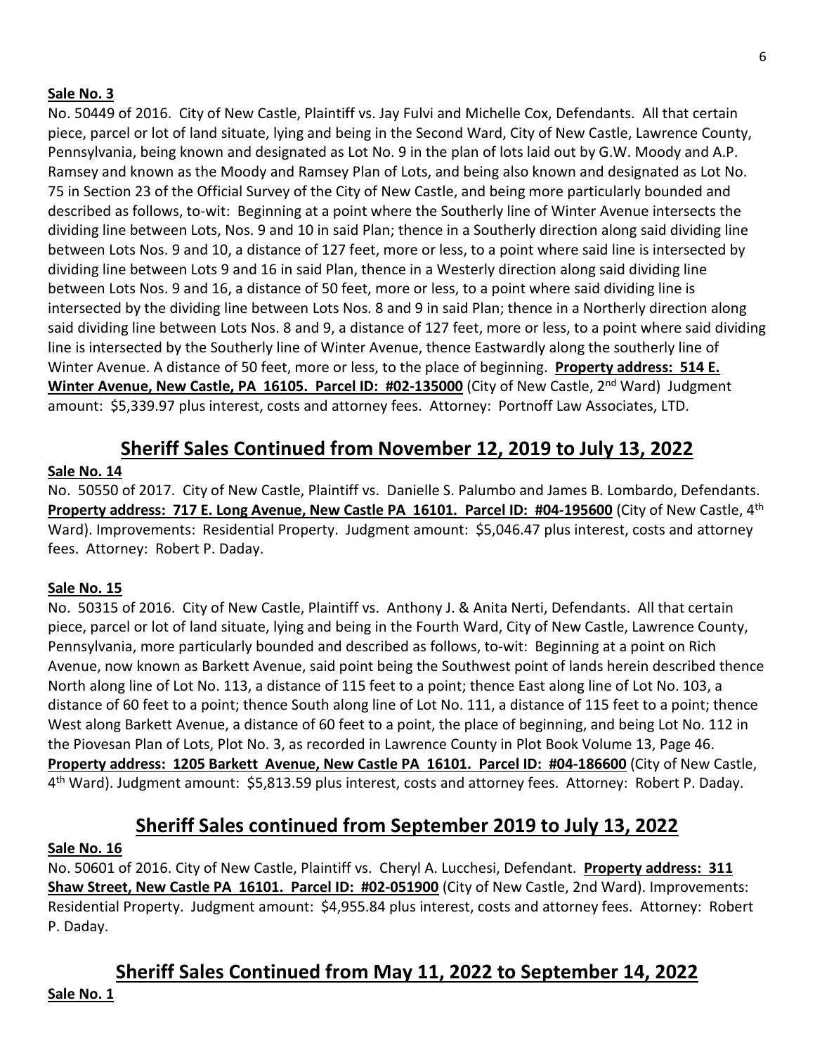**Sale No. 3**

No. 50449 of 2016. City of New Castle, Plaintiff vs. Jay Fulvi and Michelle Cox, Defendants. All that certain piece, parcel or lot of land situate, lying and being in the Second Ward, City of New Castle, Lawrence County, Pennsylvania, being known and designated as Lot No. 9 in the plan of lots laid out by G.W. Moody and A.P. Ramsey and known as the Moody and Ramsey Plan of Lots, and being also known and designated as Lot No. 75 in Section 23 of the Official Survey of the City of New Castle, and being more particularly bounded and described as follows, to-wit: Beginning at a point where the Southerly line of Winter Avenue intersects the dividing line between Lots, Nos. 9 and 10 in said Plan; thence in a Southerly direction along said dividing line between Lots Nos. 9 and 10, a distance of 127 feet, more or less, to a point where said line is intersected by dividing line between Lots 9 and 16 in said Plan, thence in a Westerly direction along said dividing line between Lots Nos. 9 and 16, a distance of 50 feet, more or less, to a point where said dividing line is intersected by the dividing line between Lots Nos. 8 and 9 in said Plan; thence in a Northerly direction along said dividing line between Lots Nos. 8 and 9, a distance of 127 feet, more or less, to a point where said dividing line is intersected by the Southerly line of Winter Avenue, thence Eastwardly along the southerly line of Winter Avenue. A distance of 50 feet, more or less, to the place of beginning. **Property address: 514 E. Winter Avenue, New Castle, PA 16105. Parcel ID: #02-135000** (City of New Castle, 2nd Ward) Judgment amount: $5,339.97 plus interest, costs and attorney fees. Attorney: Portnoff Law Associates, LTD.

## Sheriff Sales Continued from November 12, 2019 to July 13, 2022

**Sale No. 14**

No. 50550 of 2017. City of New Castle, Plaintiff vs. Danielle S. Palumbo and James B. Lombardo, Defendants. **Property address: 717 E. Long Avenue, New Castle PA 16101. Parcel ID: #04-195600** (City of New Castle, 4th Ward). Improvements: Residential Property. Judgment amount: $5,046.47 plus interest, costs and attorney fees. Attorney: Robert P. Daday.

**Sale No. 15**

No. 50315 of 2016. City of New Castle, Plaintiff vs. Anthony J. & Anita Nerti, Defendants. All that certain piece, parcel or lot of land situate, lying and being in the Fourth Ward, City of New Castle, Lawrence County, Pennsylvania, more particularly bounded and described as follows, to-wit: Beginning at a point on Rich Avenue, now known as Barkett Avenue, said point being the Southwest point of lands herein described thence North along line of Lot No. 113, a distance of 115 feet to a point; thence East along line of Lot No. 103, a distance of 60 feet to a point; thence South along line of Lot No. 111, a distance of 115 feet to a point; thence West along Barkett Avenue, a distance of 60 feet to a point, the place of beginning, and being Lot No. 112 in the Piovesan Plan of Lots, Plot No. 3, as recorded in Lawrence County in Plot Book Volume 13, Page 46. **Property address: 1205 Barkett Avenue, New Castle PA 16101. Parcel ID: #04-186600** (City of New Castle, 4th Ward). Judgment amount: $5,813.59 plus interest, costs and attorney fees. Attorney: Robert P. Daday.

## Sheriff Sales continued from September 2019 to July 13, 2022

**Sale No. 16**

No. 50601 of 2016. City of New Castle, Plaintiff vs. Cheryl A. Lucchesi, Defendant. **Property address: 311 Shaw Street, New Castle PA 16101. Parcel ID: #02-051900** (City of New Castle, 2nd Ward). Improvements: Residential Property. Judgment amount: $4,955.84 plus interest, costs and attorney fees. Attorney: Robert P. Daday.

## Sheriff Sales Continued from May 11, 2022 to September 14, 2022

**Sale No. 1**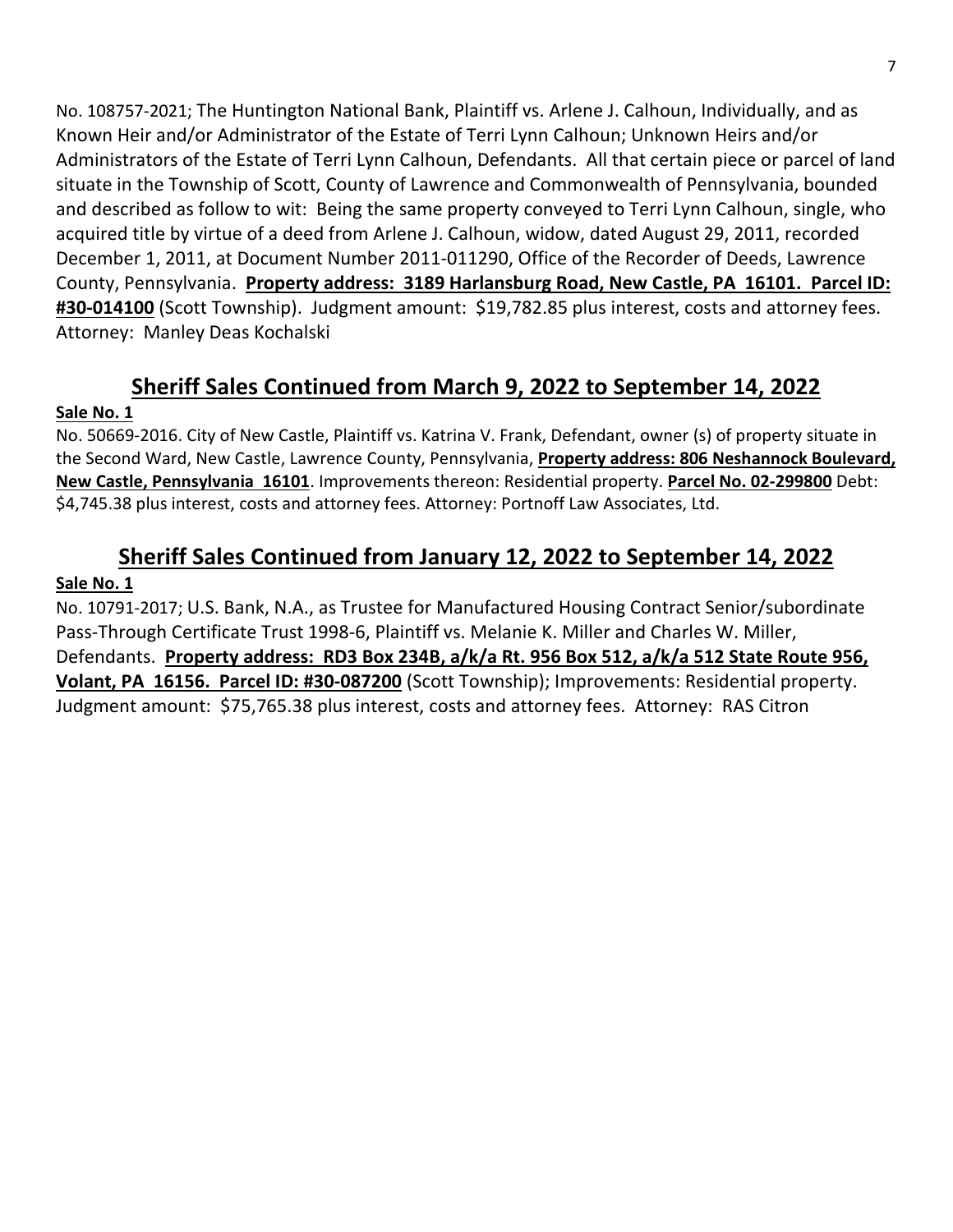No. 108757-2021; The Huntington National Bank, Plaintiff vs. Arlene J. Calhoun, Individually, and as Known Heir and/or Administrator of the Estate of Terri Lynn Calhoun; Unknown Heirs and/or Administrators of the Estate of Terri Lynn Calhoun, Defendants. All that certain piece or parcel of land situate in the Township of Scott, County of Lawrence and Commonwealth of Pennsylvania, bounded and described as follow to wit: Being the same property conveyed to Terri Lynn Calhoun, single, who acquired title by virtue of a deed from Arlene J. Calhoun, widow, dated August 29, 2011, recorded December 1, 2011, at Document Number 2011-011290, Office of the Recorder of Deeds, Lawrence County, Pennsylvania. **Property address: 3189 Harlansburg Road, New Castle, PA 16101. Parcel ID: #30-014100** (Scott Township). Judgment amount: $19,782.85 plus interest, costs and attorney fees. Attorney: Manley Deas Kochalski

## Sheriff Sales Continued from March 9, 2022 to September 14, 2022

**Sale No. 1**

No. 50669-2016. City of New Castle, Plaintiff vs. Katrina V. Frank, Defendant, owner (s) of property situate in the Second Ward, New Castle, Lawrence County, Pennsylvania, **Property address: 806 Neshannock Boulevard, New Castle, Pennsylvania 16101**. Improvements thereon: Residential property. **Parcel No. 02-299800** Debt: $4,745.38 plus interest, costs and attorney fees. Attorney: Portnoff Law Associates, Ltd.

## Sheriff Sales Continued from January 12, 2022 to September 14, 2022

**Sale No. 1**

No. 10791-2017; U.S. Bank, N.A., as Trustee for Manufactured Housing Contract Senior/subordinate Pass-Through Certificate Trust 1998-6, Plaintiff vs. Melanie K. Miller and Charles W. Miller, Defendants. **Property address: RD3 Box 234B, a/k/a Rt. 956 Box 512, a/k/a 512 State Route 956, Volant, PA 16156. Parcel ID: #30-087200** (Scott Township); Improvements: Residential property. Judgment amount: $75,765.38 plus interest, costs and attorney fees. Attorney: RAS Citron